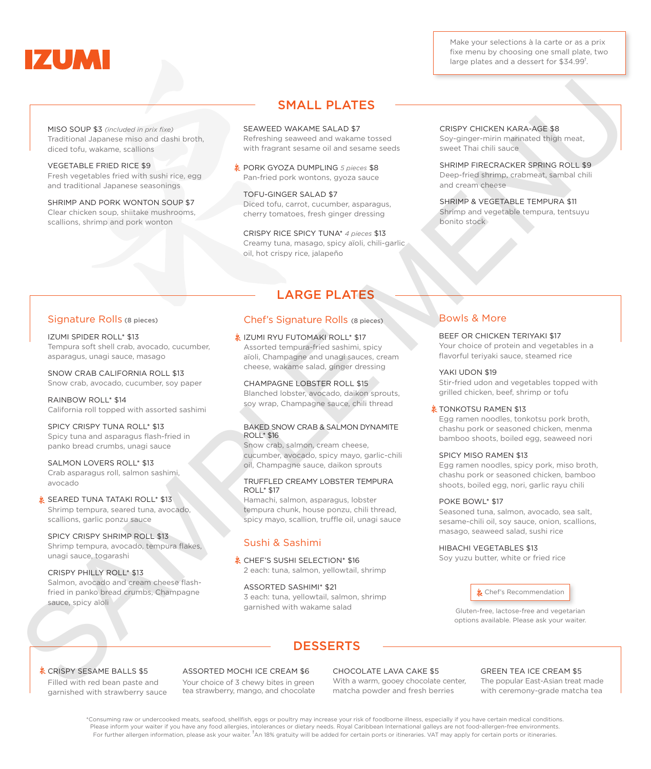# IZUMI

Make your selections à la carte or as a prix fixe menu by choosing one small plate, two large plates and a dessert for $34.99[†].

## SMALL PLATES

MISO SOUP $3 *(included in prix fixe)*
Traditional Japanese miso and dashi broth, diced tofu, wakame, scallions

VEGETABLE FRIED RICE $9
Fresh vegetables fried with sushi rice, egg and traditional Japanese seasonings

SHRIMP AND PORK WONTON SOUP $7
Clear chicken soup, shiitake mushrooms, scallions, shrimp and pork wonton

SEAWEED WAKAME SALAD $7
Refreshing seaweed and wakame tossed with fragrant sesame oil and sesame seeds

PORK GYOZA DUMPLING *5 pieces* $8
Pan-fried pork wontons, gyoza sauce

TOFU-GINGER SALAD $7
Diced tofu, carrot, cucumber, asparagus, cherry tomatoes, fresh ginger dressing

CRISPY RICE SPICY TUNA* *4 pieces* $13
Creamy tuna, masago, spicy aïoli, chili-garlic oil, hot crispy rice, jalapeño

CRISPY CHICKEN KARA-AGE $8
Soy-ginger-mirin marinated thigh meat, sweet Thai chili sauce

SHRIMP FIRECRACKER SPRING ROLL $9
Deep-fried shrimp, crabmeat, sambal chili and cream cheese

SHRIMP & VEGETABLE TEMPURA $11
Shrimp and vegetable tempura, tentsuyu bonito stock

## LARGE PLATES

### Signature Rolls (8 pieces)

IZUMI SPIDER ROLL* $13
Tempura soft shell crab, avocado, cucumber, asparagus, unagi sauce, masago

SNOW CRAB CALIFORNIA ROLL $13
Snow crab, avocado, cucumber, soy paper

RAINBOW ROLL* $14
California roll topped with assorted sashimi

SPICY CRISPY TUNA ROLL* $13
Spicy tuna and asparagus flash-fried in panko bread crumbs, unagi sauce

SALMON LOVERS ROLL* $13
Crab asparagus roll, salmon sashimi, avocado

SEARED TUNA TATAKI ROLL* $13
Shrimp tempura, seared tuna, avocado, scallions, garlic ponzu sauce

SPICY CRISPY SHRIMP ROLL $13
Shrimp tempura, avocado, tempura flakes, unagi sauce, togarashi

CRISPY PHILLY ROLL* $13
Salmon, avocado and cream cheese flash-fried in panko bread crumbs, Champagne sauce, spicy aïoli

### Chef's Signature Rolls (8 pieces)

IZUMI RYU FUTOMAKI ROLL* $17
Assorted tempura-fried sashimi, spicy aïoli, Champagne and unagi sauces, cream cheese, wakame salad, ginger dressing

CHAMPAGNE LOBSTER ROLL $15
Blanched lobster, avocado, daikon sprouts, soy wrap, Champagne sauce, chili thread

BAKED SNOW CRAB & SALMON DYNAMITE ROLL* $16
Snow crab, salmon, cream cheese, cucumber, avocado, spicy mayo, garlic-chili oil, Champagne sauce, daikon sprouts

TRUFFLED CREAMY LOBSTER TEMPURA ROLL* $17
Hamachi, salmon, asparagus, lobster tempura chunk, house ponzu, chili thread, spicy mayo, scallion, truffle oil, unagi sauce

### Sushi & Sashimi

CHEF'S SUSHI SELECTION* $16
2 each: tuna, salmon, yellowtail, shrimp

ASSORTED SASHIMI* $21
3 each: tuna, yellowtail, salmon, shrimp garnished with wakame salad

### Bowls & More

BEEF OR CHICKEN TERIYAKI $17
Your choice of protein and vegetables in a flavorful teriyaki sauce, steamed rice

YAKI UDON $19
Stir-fried udon and vegetables topped with grilled chicken, beef, shrimp or tofu

TONKOTSU RAMEN $13
Egg ramen noodles, tonkotsu pork broth, chashu pork or seasoned chicken, menma bamboo shoots, boiled egg, seaweed nori

SPICY MISO RAMEN $13
Egg ramen noodles, spicy pork, miso broth, chashu pork or seasoned chicken, bamboo shoots, boiled egg, nori, garlic rayu chili

POKE BOWL* $17
Seasoned tuna, salmon, avocado, sea salt, sesame-chili oil, soy sauce, onion, scallions, masago, seaweed salad, sushi rice

HIBACHI VEGETABLES $13
Soy yuzu butter, white or fried rice

Chef's Recommendation

Gluten-free, lactose-free and vegetarian options available. Please ask your waiter.

## DESSERTS

CRISPY SESAME BALLS $5
Filled with red bean paste and garnished with strawberry sauce

ASSORTED MOCHI ICE CREAM $6
Your choice of 3 chewy bites in green tea strawberry, mango, and chocolate

CHOCOLATE LAVA CAKE $5
With a warm, gooey chocolate center, matcha powder and fresh berries

GREEN TEA ICE CREAM $5
The popular East-Asian treat made with ceremony-grade matcha tea

*Consuming raw or undercooked meats, seafood, shellfish, eggs or poultry may increase your risk of foodborne illness, especially if you have certain medical conditions. Please inform your waiter if you have any food allergies, intolerances or dietary needs. Royal Caribbean International galleys are not food-allergen-free environments. For further allergen information, please ask your waiter. [†]An 18% gratuity will be added for certain ports or itineraries. VAT may apply for certain ports or itineraries.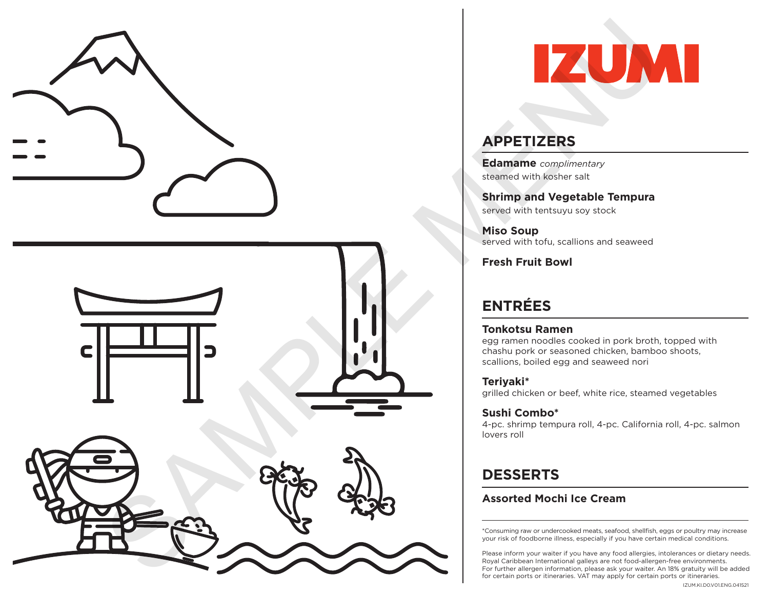# IZUMI

## APPETIZERS

**Edamame** *complimentary*
steamed with kosher salt

**Shrimp and Vegetable Tempura**
served with tentsuyu soy stock

**Miso Soup**
served with tofu, scallions and seaweed

**Fresh Fruit Bowl**

## ENTRÉES

**Tonkotsu Ramen**
egg ramen noodles cooked in pork broth, topped with chashu pork or seasoned chicken, bamboo shoots, scallions, boiled egg and seaweed nori

**Teriyaki***
grilled chicken or beef, white rice, steamed vegetables

**Sushi Combo***
4-pc. shrimp tempura roll, 4-pc. California roll, 4-pc. salmon lovers roll

## DESSERTS

**Assorted Mochi Ice Cream**

*Consuming raw or undercooked meats, seafood, shellfish, eggs or poultry may increase your risk of foodborne illness, especially if you have certain medical conditions.

Please inform your waiter if you have any food allergies, intolerances or dietary needs. Royal Caribbean International galleys are not food-allergen-free environments. For further allergen information, please ask your waiter. An 18% gratuity will be added for certain ports or itineraries. VAT may apply for certain ports or itineraries.

IZUM.KI.D0.V01.ENG.041521